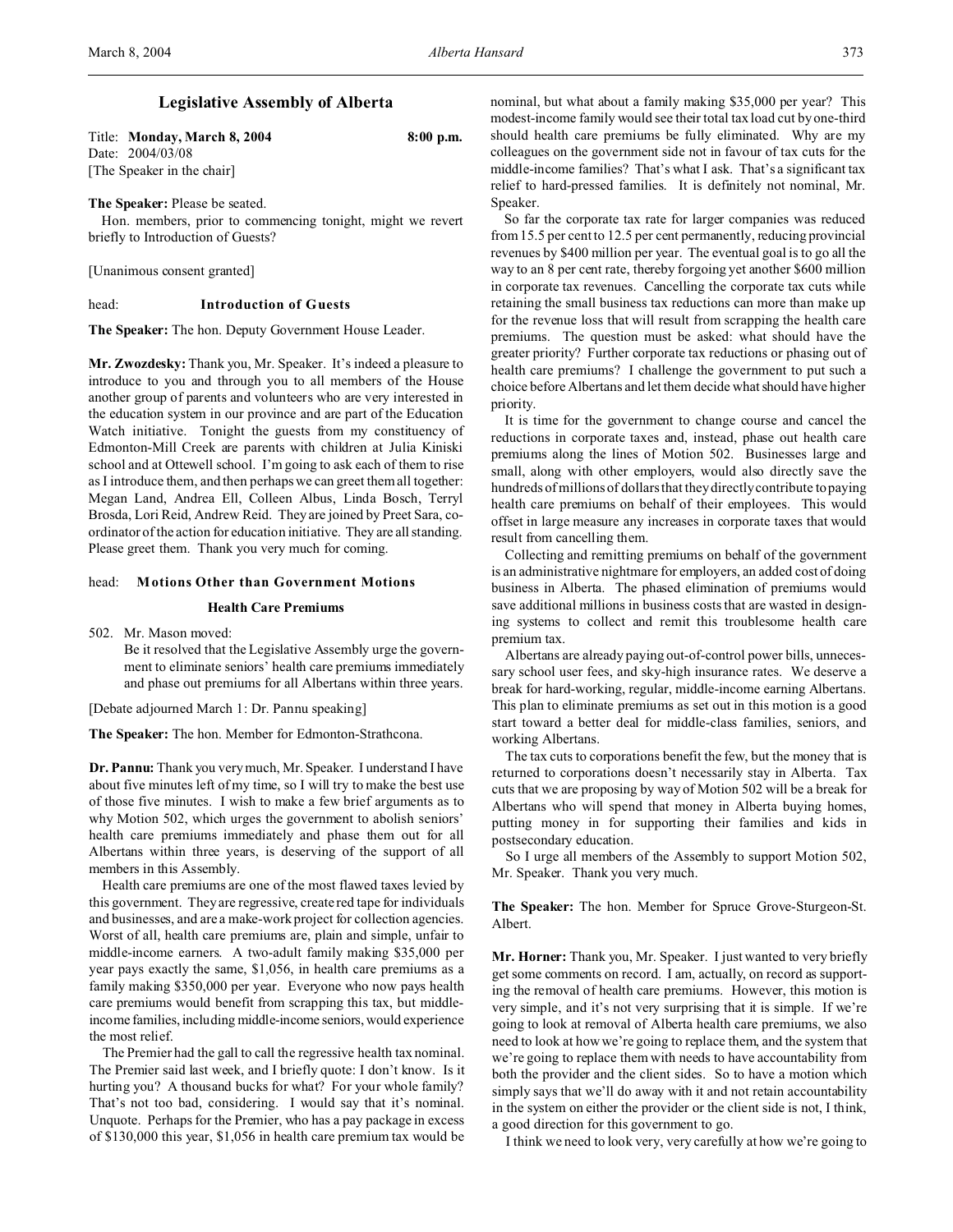# Legislative Assembly of Alberta

Title: **Monday, March 8, 2004** **8:00 p.m.**
Date: 2004/03/08
[The Speaker in the chair]

**The Speaker:** Please be seated.

Hon. members, prior to commencing tonight, might we revert briefly to Introduction of Guests?

[Unanimous consent granted]

head: **Introduction of Guests**

**The Speaker:** The hon. Deputy Government House Leader.

**Mr. Zwozdesky:** Thank you, Mr. Speaker. It's indeed a pleasure to introduce to you and through you to all members of the House another group of parents and volunteers who are very interested in the education system in our province and are part of the Education Watch initiative. Tonight the guests from my constituency of Edmonton-Mill Creek are parents with children at Julia Kiniski school and at Ottewell school. I'm going to ask each of them to rise as I introduce them, and then perhaps we can greet them all together: Megan Land, Andrea Ell, Colleen Albus, Linda Bosch, Terryl Brosda, Lori Reid, Andrew Reid. They are joined by Preet Sara, co-ordinator of the action for education initiative. They are all standing. Please greet them. Thank you very much for coming.

head: **Motions Other than Government Motions**

### Health Care Premiums

502. Mr. Mason moved:
 Be it resolved that the Legislative Assembly urge the government to eliminate seniors' health care premiums immediately and phase out premiums for all Albertans within three years.

[Debate adjourned March 1: Dr. Pannu speaking]

**The Speaker:** The hon. Member for Edmonton-Strathcona.

**Dr. Pannu:** Thank you very much, Mr. Speaker. I understand I have about five minutes left of my time, so I will try to make the best use of those five minutes. I wish to make a few brief arguments as to why Motion 502, which urges the government to abolish seniors' health care premiums immediately and phase them out for all Albertans within three years, is deserving of the support of all members in this Assembly.

Health care premiums are one of the most flawed taxes levied by this government. They are regressive, create red tape for individuals and businesses, and are a make-work project for collection agencies. Worst of all, health care premiums are, plain and simple, unfair to middle-income earners. A two-adult family making $35,000 per year pays exactly the same, $1,056, in health care premiums as a family making $350,000 per year. Everyone who now pays health care premiums would benefit from scrapping this tax, but middle-income families, including middle-income seniors, would experience the most relief.

The Premier had the gall to call the regressive health tax nominal. The Premier said last week, and I briefly quote: I don't know. Is it hurting you? A thousand bucks for what? For your whole family? That's not too bad, considering. I would say that it's nominal. Unquote. Perhaps for the Premier, who has a pay package in excess of $130,000 this year, $1,056 in health care premium tax would be nominal, but what about a family making $35,000 per year? This modest-income family would see their total tax load cut by one-third should health care premiums be fully eliminated. Why are my colleagues on the government side not in favour of tax cuts for the middle-income families? That's what I ask. That's a significant tax relief to hard-pressed families. It is definitely not nominal, Mr. Speaker.

So far the corporate tax rate for larger companies was reduced from 15.5 per cent to 12.5 per cent permanently, reducing provincial revenues by $400 million per year. The eventual goal is to go all the way to an 8 per cent rate, thereby forgoing yet another $600 million in corporate tax revenues. Cancelling the corporate tax cuts while retaining the small business tax reductions can more than make up for the revenue loss that will result from scrapping the health care premiums. The question must be asked: what should have the greater priority? Further corporate tax reductions or phasing out of health care premiums? I challenge the government to put such a choice before Albertans and let them decide what should have higher priority.

It is time for the government to change course and cancel the reductions in corporate taxes and, instead, phase out health care premiums along the lines of Motion 502. Businesses large and small, along with other employers, would also directly save the hundreds of millions of dollars that they directly contribute to paying health care premiums on behalf of their employees. This would offset in large measure any increases in corporate taxes that would result from cancelling them.

Collecting and remitting premiums on behalf of the government is an administrative nightmare for employers, an added cost of doing business in Alberta. The phased elimination of premiums would save additional millions in business costs that are wasted in designing systems to collect and remit this troublesome health care premium tax.

Albertans are already paying out-of-control power bills, unnecessary school user fees, and sky-high insurance rates. We deserve a break for hard-working, regular, middle-income earning Albertans. This plan to eliminate premiums as set out in this motion is a good start toward a better deal for middle-class families, seniors, and working Albertans.

The tax cuts to corporations benefit the few, but the money that is returned to corporations doesn't necessarily stay in Alberta. Tax cuts that we are proposing by way of Motion 502 will be a break for Albertans who will spend that money in Alberta buying homes, putting money in for supporting their families and kids in postsecondary education.

So I urge all members of the Assembly to support Motion 502, Mr. Speaker. Thank you very much.

**The Speaker:** The hon. Member for Spruce Grove-Sturgeon-St. Albert.

**Mr. Horner:** Thank you, Mr. Speaker. I just wanted to very briefly get some comments on record. I am, actually, on record as supporting the removal of health care premiums. However, this motion is very simple, and it's not very surprising that it is simple. If we're going to look at removal of Alberta health care premiums, we also need to look at how we're going to replace them, and the system that we're going to replace them with needs to have accountability from both the provider and the client sides. So to have a motion which simply says that we'll do away with it and not retain accountability in the system on either the provider or the client side is not, I think, a good direction for this government to go.

I think we need to look very, very carefully at how we're going to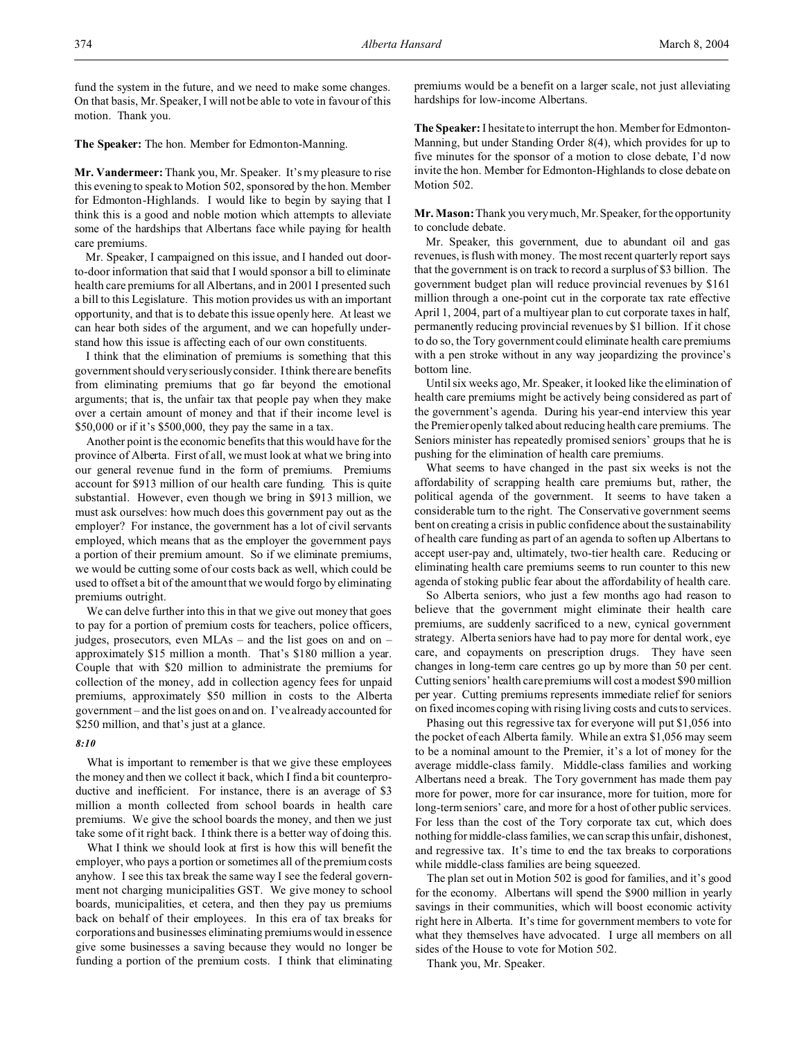fund the system in the future, and we need to make some changes. On that basis, Mr. Speaker, I will not be able to vote in favour of this motion. Thank you.

**The Speaker:** The hon. Member for Edmonton-Manning.

**Mr. Vandermeer:** Thank you, Mr. Speaker. It's my pleasure to rise this evening to speak to Motion 502, sponsored by the hon. Member for Edmonton-Highlands. I would like to begin by saying that I think this is a good and noble motion which attempts to alleviate some of the hardships that Albertans face while paying for health care premiums.

Mr. Speaker, I campaigned on this issue, and I handed out door-to-door information that said that I would sponsor a bill to eliminate health care premiums for all Albertans, and in 2001 I presented such a bill to this Legislature. This motion provides us with an important opportunity, and that is to debate this issue openly here. At least we can hear both sides of the argument, and we can hopefully understand how this issue is affecting each of our own constituents.

I think that the elimination of premiums is something that this government should very seriously consider. I think there are benefits from eliminating premiums that go far beyond the emotional arguments; that is, the unfair tax that people pay when they make over a certain amount of money and that if their income level is $50,000 or if it's $500,000, they pay the same in a tax.

Another point is the economic benefits that this would have for the province of Alberta. First of all, we must look at what we bring into our general revenue fund in the form of premiums. Premiums account for $913 million of our health care funding. This is quite substantial. However, even though we bring in $913 million, we must ask ourselves: how much does this government pay out as the employer? For instance, the government has a lot of civil servants employed, which means that as the employer the government pays a portion of their premium amount. So if we eliminate premiums, we would be cutting some of our costs back as well, which could be used to offset a bit of the amount that we would forgo by eliminating premiums outright.

We can delve further into this in that we give out money that goes to pay for a portion of premium costs for teachers, police officers, judges, prosecutors, even MLAs – and the list goes on and on – approximately $15 million a month. That's $180 million a year. Couple that with $20 million to administrate the premiums for collection of the money, add in collection agency fees for unpaid premiums, approximately $50 million in costs to the Alberta government – and the list goes on and on. I've already accounted for $250 million, and that's just at a glance.

*8:10*

What is important to remember is that we give these employees the money and then we collect it back, which I find a bit counterproductive and inefficient. For instance, there is an average of $3 million a month collected from school boards in health care premiums. We give the school boards the money, and then we just take some of it right back. I think there is a better way of doing this.

What I think we should look at first is how this will benefit the employer, who pays a portion or sometimes all of the premium costs anyhow. I see this tax break the same way I see the federal government not charging municipalities GST. We give money to school boards, municipalities, et cetera, and then they pay us premiums back on behalf of their employees. In this era of tax breaks for corporations and businesses eliminating premiums would in essence give some businesses a saving because they would no longer be funding a portion of the premium costs. I think that eliminating premiums would be a benefit on a larger scale, not just alleviating hardships for low-income Albertans.

**The Speaker:** I hesitate to interrupt the hon. Member for Edmonton-Manning, but under Standing Order 8(4), which provides for up to five minutes for the sponsor of a motion to close debate, I'd now invite the hon. Member for Edmonton-Highlands to close debate on Motion 502.

**Mr. Mason:** Thank you very much, Mr. Speaker, for the opportunity to conclude debate.

Mr. Speaker, this government, due to abundant oil and gas revenues, is flush with money. The most recent quarterly report says that the government is on track to record a surplus of $3 billion. The government budget plan will reduce provincial revenues by $161 million through a one-point cut in the corporate tax rate effective April 1, 2004, part of a multiyear plan to cut corporate taxes in half, permanently reducing provincial revenues by $1 billion. If it chose to do so, the Tory government could eliminate health care premiums with a pen stroke without in any way jeopardizing the province's bottom line.

Until six weeks ago, Mr. Speaker, it looked like the elimination of health care premiums might be actively being considered as part of the government's agenda. During his year-end interview this year the Premier openly talked about reducing health care premiums. The Seniors minister has repeatedly promised seniors' groups that he is pushing for the elimination of health care premiums.

What seems to have changed in the past six weeks is not the affordability of scrapping health care premiums but, rather, the political agenda of the government. It seems to have taken a considerable turn to the right. The Conservative government seems bent on creating a crisis in public confidence about the sustainability of health care funding as part of an agenda to soften up Albertans to accept user-pay and, ultimately, two-tier health care. Reducing or eliminating health care premiums seems to run counter to this new agenda of stoking public fear about the affordability of health care.

So Alberta seniors, who just a few months ago had reason to believe that the government might eliminate their health care premiums, are suddenly sacrificed to a new, cynical government strategy. Alberta seniors have had to pay more for dental work, eye care, and copayments on prescription drugs. They have seen changes in long-term care centres go up by more than 50 per cent. Cutting seniors' health care premiums will cost a modest $90 million per year. Cutting premiums represents immediate relief for seniors on fixed incomes coping with rising living costs and cuts to services.

Phasing out this regressive tax for everyone will put $1,056 into the pocket of each Alberta family. While an extra $1,056 may seem to be a nominal amount to the Premier, it's a lot of money for the average middle-class family. Middle-class families and working Albertans need a break. The Tory government has made them pay more for power, more for car insurance, more for tuition, more for long-term seniors' care, and more for a host of other public services. For less than the cost of the Tory corporate tax cut, which does nothing for middle-class families, we can scrap this unfair, dishonest, and regressive tax. It's time to end the tax breaks to corporations while middle-class families are being squeezed.

The plan set out in Motion 502 is good for families, and it's good for the economy. Albertans will spend the $900 million in yearly savings in their communities, which will boost economic activity right here in Alberta. It's time for government members to vote for what they themselves have advocated. I urge all members on all sides of the House to vote for Motion 502.

Thank you, Mr. Speaker.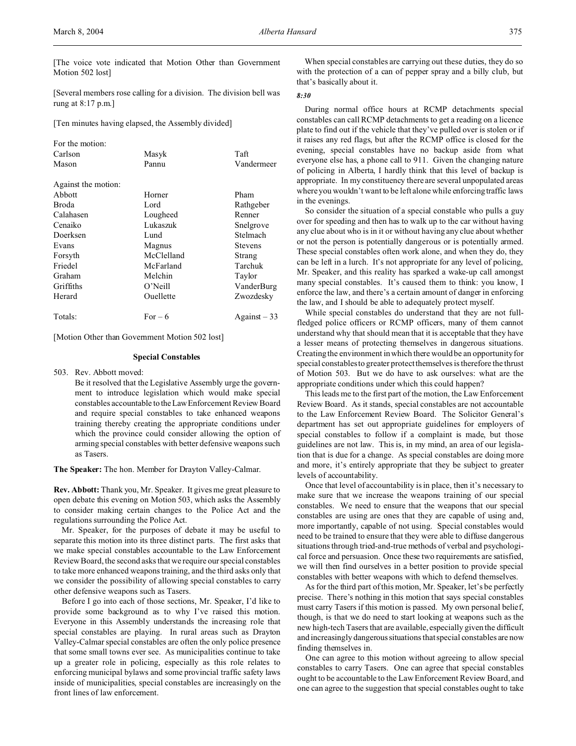[The voice vote indicated that Motion Other than Government Motion 502 lost]

[Several members rose calling for a division. The division bell was rung at 8:17 p.m.]

[Ten minutes having elapsed, the Assembly divided]

| For the motion: | | |
|---|---|---|
| Carlson | Masyk | Taft |
| Mason | Pannu | Vandermeer |

| Against the motion: | | |
|---|---|---|
| Abbott | Horner | Pham |
| Broda | Lord | Rathgeber |
| Calahasen | Lougheed | Renner |
| Cenaiko | Lukaszuk | Snelgrove |
| Doerksen | Lund | Stelmach |
| Evans | Magnus | Stevens |
| Forsyth | McClelland | Strang |
| Friedel | McFarland | Tarchuk |
| Graham | Melchin | Taylor |
| Griffiths | O'Neill | VanderBurg |
| Herard | Ouellette | Zwozdesky |
| Totals: | For – 6 | Against – 33 |

[Motion Other than Government Motion 502 lost]

## Special Constables

503. Rev. Abbott moved:

Be it resolved that the Legislative Assembly urge the government to introduce legislation which would make special constables accountable to the Law Enforcement Review Board and require special constables to take enhanced weapons training thereby creating the appropriate conditions under which the province could consider allowing the option of arming special constables with better defensive weapons such as Tasers.

**The Speaker:** The hon. Member for Drayton Valley-Calmar.

**Rev. Abbott:** Thank you, Mr. Speaker. It gives me great pleasure to open debate this evening on Motion 503, which asks the Assembly to consider making certain changes to the Police Act and the regulations surrounding the Police Act.

Mr. Speaker, for the purposes of debate it may be useful to separate this motion into its three distinct parts. The first asks that we make special constables accountable to the Law Enforcement Review Board, the second asks that we require our special constables to take more enhanced weapons training, and the third asks only that we consider the possibility of allowing special constables to carry other defensive weapons such as Tasers.

Before I go into each of those sections, Mr. Speaker, I'd like to provide some background as to why I've raised this motion. Everyone in this Assembly understands the increasing role that special constables are playing. In rural areas such as Drayton Valley-Calmar special constables are often the only police presence that some small towns ever see. As municipalities continue to take up a greater role in policing, especially as this role relates to enforcing municipal bylaws and some provincial traffic safety laws inside of municipalities, special constables are increasingly on the front lines of law enforcement.

When special constables are carrying out these duties, they do so with the protection of a can of pepper spray and a billy club, but that's basically about it.

*8:30*

During normal office hours at RCMP detachments special constables can call RCMP detachments to get a reading on a licence plate to find out if the vehicle that they've pulled over is stolen or if it raises any red flags, but after the RCMP office is closed for the evening, special constables have no backup aside from what everyone else has, a phone call to 911. Given the changing nature of policing in Alberta, I hardly think that this level of backup is appropriate. In my constituency there are several unpopulated areas where you wouldn't want to be left alone while enforcing traffic laws in the evenings.

So consider the situation of a special constable who pulls a guy over for speeding and then has to walk up to the car without having any clue about who is in it or without having any clue about whether or not the person is potentially dangerous or is potentially armed. These special constables often work alone, and when they do, they can be left in a lurch. It's not appropriate for any level of policing, Mr. Speaker, and this reality has sparked a wake-up call amongst many special constables. It's caused them to think: you know, I enforce the law, and there's a certain amount of danger in enforcing the law, and I should be able to adequately protect myself.

While special constables do understand that they are not full-fledged police officers or RCMP officers, many of them cannot understand why that should mean that it is acceptable that they have a lesser means of protecting themselves in dangerous situations. Creating the environment in which there would be an opportunity for special constables to greater protect themselves is therefore the thrust of Motion 503. But we do have to ask ourselves: what are the appropriate conditions under which this could happen?

This leads me to the first part of the motion, the Law Enforcement Review Board. As it stands, special constables are not accountable to the Law Enforcement Review Board. The Solicitor General's department has set out appropriate guidelines for employers of special constables to follow if a complaint is made, but those guidelines are not law. This is, in my mind, an area of our legislation that is due for a change. As special constables are doing more and more, it's entirely appropriate that they be subject to greater levels of accountability.

Once that level of accountability is in place, then it's necessary to make sure that we increase the weapons training of our special constables. We need to ensure that the weapons that our special constables are using are ones that they are capable of using and, more importantly, capable of not using. Special constables would need to be trained to ensure that they were able to diffuse dangerous situations through tried-and-true methods of verbal and psychological force and persuasion. Once these two requirements are satisfied, we will then find ourselves in a better position to provide special constables with better weapons with which to defend themselves.

As for the third part of this motion, Mr. Speaker, let's be perfectly precise. There's nothing in this motion that says special constables must carry Tasers if this motion is passed. My own personal belief, though, is that we do need to start looking at weapons such as the new high-tech Tasers that are available, especially given the difficult and increasingly dangerous situations that special constables are now finding themselves in.

One can agree to this motion without agreeing to allow special constables to carry Tasers. One can agree that special constables ought to be accountable to the Law Enforcement Review Board, and one can agree to the suggestion that special constables ought to take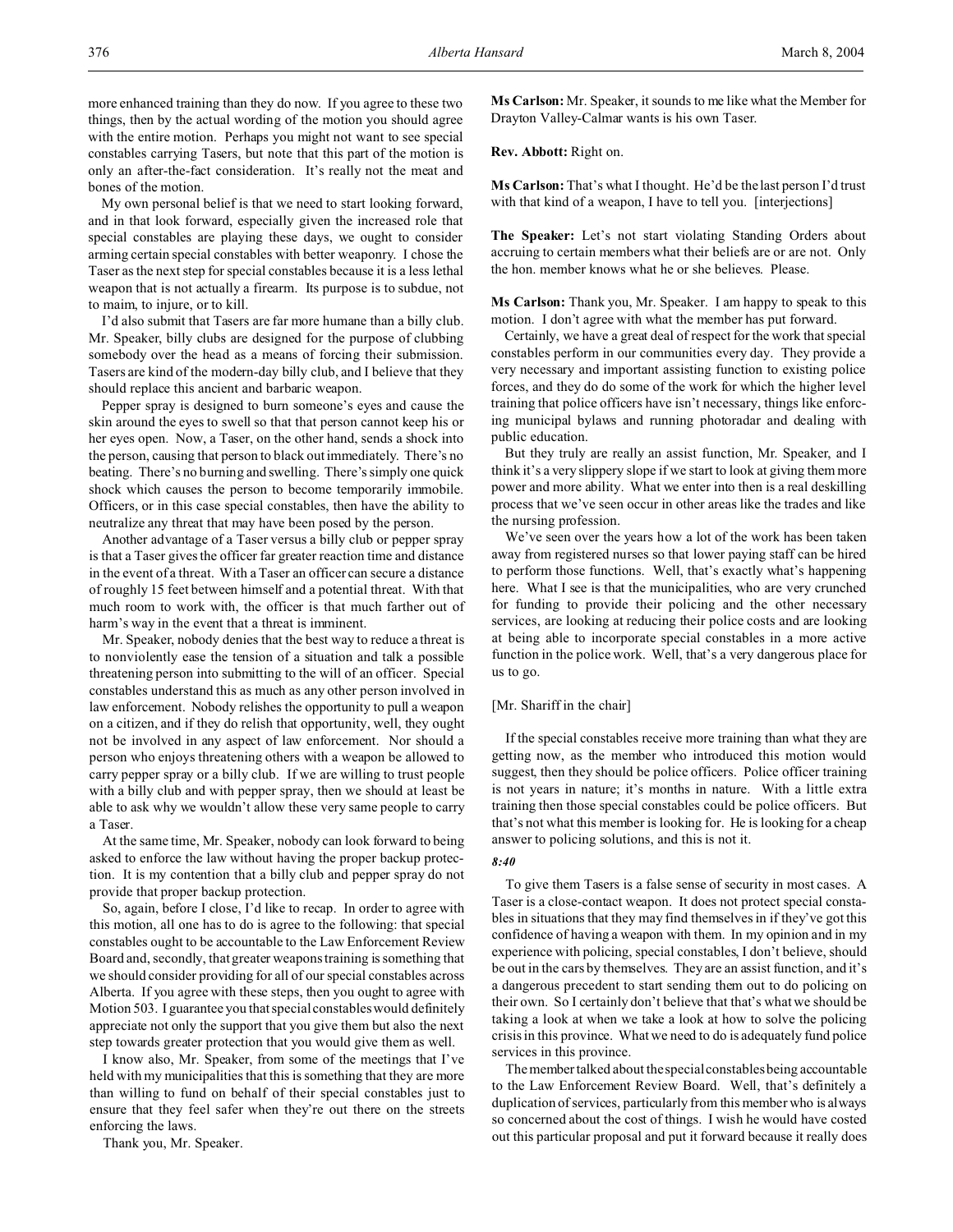more enhanced training than they do now. If you agree to these two things, then by the actual wording of the motion you should agree with the entire motion. Perhaps you might not want to see special constables carrying Tasers, but note that this part of the motion is only an after-the-fact consideration. It's really not the meat and bones of the motion.

My own personal belief is that we need to start looking forward, and in that look forward, especially given the increased role that special constables are playing these days, we ought to consider arming certain special constables with better weaponry. I chose the Taser as the next step for special constables because it is a less lethal weapon that is not actually a firearm. Its purpose is to subdue, not to maim, to injure, or to kill.

I'd also submit that Tasers are far more humane than a billy club. Mr. Speaker, billy clubs are designed for the purpose of clubbing somebody over the head as a means of forcing their submission. Tasers are kind of the modern-day billy club, and I believe that they should replace this ancient and barbaric weapon.

Pepper spray is designed to burn someone's eyes and cause the skin around the eyes to swell so that that person cannot keep his or her eyes open. Now, a Taser, on the other hand, sends a shock into the person, causing that person to black out immediately. There's no beating. There's no burning and swelling. There's simply one quick shock which causes the person to become temporarily immobile. Officers, or in this case special constables, then have the ability to neutralize any threat that may have been posed by the person.

Another advantage of a Taser versus a billy club or pepper spray is that a Taser gives the officer far greater reaction time and distance in the event of a threat. With a Taser an officer can secure a distance of roughly 15 feet between himself and a potential threat. With that much room to work with, the officer is that much farther out of harm's way in the event that a threat is imminent.

Mr. Speaker, nobody denies that the best way to reduce a threat is to nonviolently ease the tension of a situation and talk a possible threatening person into submitting to the will of an officer. Special constables understand this as much as any other person involved in law enforcement. Nobody relishes the opportunity to pull a weapon on a citizen, and if they do relish that opportunity, well, they ought not be involved in any aspect of law enforcement. Nor should a person who enjoys threatening others with a weapon be allowed to carry pepper spray or a billy club. If we are willing to trust people with a billy club and with pepper spray, then we should at least be able to ask why we wouldn't allow these very same people to carry a Taser.

At the same time, Mr. Speaker, nobody can look forward to being asked to enforce the law without having the proper backup protection. It is my contention that a billy club and pepper spray do not provide that proper backup protection.

So, again, before I close, I'd like to recap. In order to agree with this motion, all one has to do is agree to the following: that special constables ought to be accountable to the Law Enforcement Review Board and, secondly, that greater weapons training is something that we should consider providing for all of our special constables across Alberta. If you agree with these steps, then you ought to agree with Motion 503. I guarantee you that special constables would definitely appreciate not only the support that you give them but also the next step towards greater protection that you would give them as well.

I know also, Mr. Speaker, from some of the meetings that I've held with my municipalities that this is something that they are more than willing to fund on behalf of their special constables just to ensure that they feel safer when they're out there on the streets enforcing the laws.

Thank you, Mr. Speaker.

**Ms Carlson:** Mr. Speaker, it sounds to me like what the Member for Drayton Valley-Calmar wants is his own Taser.

**Rev. Abbott:** Right on.

**Ms Carlson:** That's what I thought. He'd be the last person I'd trust with that kind of a weapon, I have to tell you. [interjections]

**The Speaker:** Let's not start violating Standing Orders about accruing to certain members what their beliefs are or are not. Only the hon. member knows what he or she believes. Please.

**Ms Carlson:** Thank you, Mr. Speaker. I am happy to speak to this motion. I don't agree with what the member has put forward.

Certainly, we have a great deal of respect for the work that special constables perform in our communities every day. They provide a very necessary and important assisting function to existing police forces, and they do do some of the work for which the higher level training that police officers have isn't necessary, things like enforcing municipal bylaws and running photoradar and dealing with public education.

But they truly are really an assist function, Mr. Speaker, and I think it's a very slippery slope if we start to look at giving them more power and more ability. What we enter into then is a real deskilling process that we've seen occur in other areas like the trades and like the nursing profession.

We've seen over the years how a lot of the work has been taken away from registered nurses so that lower paying staff can be hired to perform those functions. Well, that's exactly what's happening here. What I see is that the municipalities, who are very crunched for funding to provide their policing and the other necessary services, are looking at reducing their police costs and are looking at being able to incorporate special constables in a more active function in the police work. Well, that's a very dangerous place for us to go.

[Mr. Shariff in the chair]

If the special constables receive more training than what they are getting now, as the member who introduced this motion would suggest, then they should be police officers. Police officer training is not years in nature; it's months in nature. With a little extra training then those special constables could be police officers. But that's not what this member is looking for. He is looking for a cheap answer to policing solutions, and this is not it.

*8:40*

To give them Tasers is a false sense of security in most cases. A Taser is a close-contact weapon. It does not protect special constables in situations that they may find themselves in if they've got this confidence of having a weapon with them. In my opinion and in my experience with policing, special constables, I don't believe, should be out in the cars by themselves. They are an assist function, and it's a dangerous precedent to start sending them out to do policing on their own. So I certainly don't believe that that's what we should be taking a look at when we take a look at how to solve the policing crisis in this province. What we need to do is adequately fund police services in this province.

The member talked about the special constables being accountable to the Law Enforcement Review Board. Well, that's definitely a duplication of services, particularly from this member who is always so concerned about the cost of things. I wish he would have costed out this particular proposal and put it forward because it really does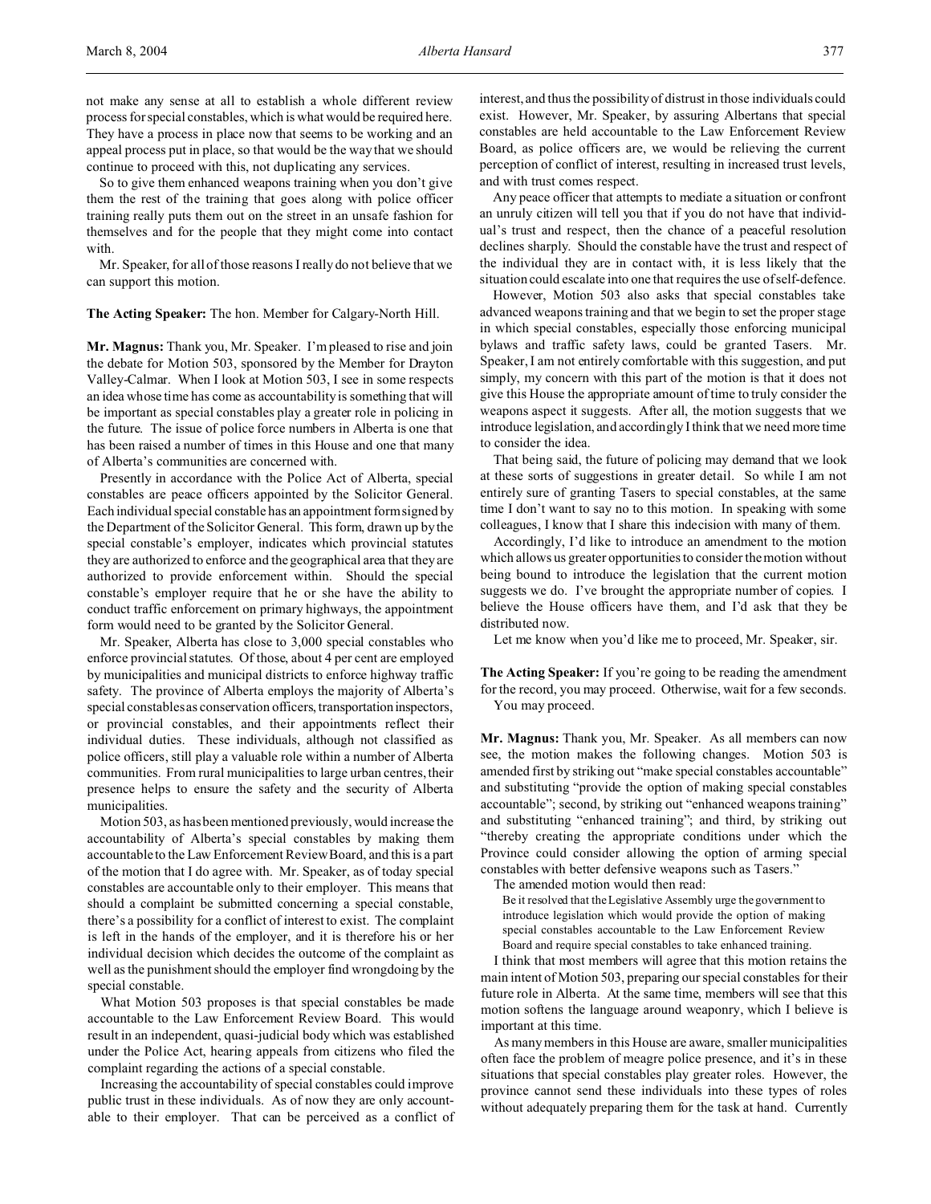not make any sense at all to establish a whole different review process for special constables, which is what would be required here. They have a process in place now that seems to be working and an appeal process put in place, so that would be the way that we should continue to proceed with this, not duplicating any services.

So to give them enhanced weapons training when you don't give them the rest of the training that goes along with police officer training really puts them out on the street in an unsafe fashion for themselves and for the people that they might come into contact with.

Mr. Speaker, for all of those reasons I really do not believe that we can support this motion.

**The Acting Speaker:** The hon. Member for Calgary-North Hill.

**Mr. Magnus:** Thank you, Mr. Speaker. I'm pleased to rise and join the debate for Motion 503, sponsored by the Member for Drayton Valley-Calmar. When I look at Motion 503, I see in some respects an idea whose time has come as accountability is something that will be important as special constables play a greater role in policing in the future. The issue of police force numbers in Alberta is one that has been raised a number of times in this House and one that many of Alberta's communities are concerned with.

Presently in accordance with the Police Act of Alberta, special constables are peace officers appointed by the Solicitor General. Each individual special constable has an appointment form signed by the Department of the Solicitor General. This form, drawn up by the special constable's employer, indicates which provincial statutes they are authorized to enforce and the geographical area that they are authorized to provide enforcement within. Should the special constable's employer require that he or she have the ability to conduct traffic enforcement on primary highways, the appointment form would need to be granted by the Solicitor General.

Mr. Speaker, Alberta has close to 3,000 special constables who enforce provincial statutes. Of those, about 4 per cent are employed by municipalities and municipal districts to enforce highway traffic safety. The province of Alberta employs the majority of Alberta's special constables as conservation officers, transportation inspectors, or provincial constables, and their appointments reflect their individual duties. These individuals, although not classified as police officers, still play a valuable role within a number of Alberta communities. From rural municipalities to large urban centres, their presence helps to ensure the safety and the security of Alberta municipalities.

Motion 503, as has been mentioned previously, would increase the accountability of Alberta's special constables by making them accountable to the Law Enforcement Review Board, and this is a part of the motion that I do agree with. Mr. Speaker, as of today special constables are accountable only to their employer. This means that should a complaint be submitted concerning a special constable, there's a possibility for a conflict of interest to exist. The complaint is left in the hands of the employer, and it is therefore his or her individual decision which decides the outcome of the complaint as well as the punishment should the employer find wrongdoing by the special constable.

What Motion 503 proposes is that special constables be made accountable to the Law Enforcement Review Board. This would result in an independent, quasi-judicial body which was established under the Police Act, hearing appeals from citizens who filed the complaint regarding the actions of a special constable.

Increasing the accountability of special constables could improve public trust in these individuals. As of now they are only accountable to their employer. That can be perceived as a conflict of interest, and thus the possibility of distrust in those individuals could exist. However, Mr. Speaker, by assuring Albertans that special constables are held accountable to the Law Enforcement Review Board, as police officers are, we would be relieving the current perception of conflict of interest, resulting in increased trust levels, and with trust comes respect.

Any peace officer that attempts to mediate a situation or confront an unruly citizen will tell you that if you do not have that individual's trust and respect, then the chance of a peaceful resolution declines sharply. Should the constable have the trust and respect of the individual they are in contact with, it is less likely that the situation could escalate into one that requires the use of self-defence.

However, Motion 503 also asks that special constables take advanced weapons training and that we begin to set the proper stage in which special constables, especially those enforcing municipal bylaws and traffic safety laws, could be granted Tasers. Mr. Speaker, I am not entirely comfortable with this suggestion, and put simply, my concern with this part of the motion is that it does not give this House the appropriate amount of time to truly consider the weapons aspect it suggests. After all, the motion suggests that we introduce legislation, and accordingly I think that we need more time to consider the idea.

That being said, the future of policing may demand that we look at these sorts of suggestions in greater detail. So while I am not entirely sure of granting Tasers to special constables, at the same time I don't want to say no to this motion. In speaking with some colleagues, I know that I share this indecision with many of them.

Accordingly, I'd like to introduce an amendment to the motion which allows us greater opportunities to consider the motion without being bound to introduce the legislation that the current motion suggests we do. I've brought the appropriate number of copies. I believe the House officers have them, and I'd ask that they be distributed now.

Let me know when you'd like me to proceed, Mr. Speaker, sir.

**The Acting Speaker:** If you're going to be reading the amendment for the record, you may proceed. Otherwise, wait for a few seconds.

You may proceed.

**Mr. Magnus:** Thank you, Mr. Speaker. As all members can now see, the motion makes the following changes. Motion 503 is amended first by striking out "make special constables accountable" and substituting "provide the option of making special constables accountable"; second, by striking out "enhanced weapons training" and substituting "enhanced training"; and third, by striking out "thereby creating the appropriate conditions under which the Province could consider allowing the option of arming special constables with better defensive weapons such as Tasers."

The amended motion would then read:

> Be it resolved that the Legislative Assembly urge the government to introduce legislation which would provide the option of making special constables accountable to the Law Enforcement Review Board and require special constables to take enhanced training.

I think that most members will agree that this motion retains the main intent of Motion 503, preparing our special constables for their future role in Alberta. At the same time, members will see that this motion softens the language around weaponry, which I believe is important at this time.

As many members in this House are aware, smaller municipalities often face the problem of meagre police presence, and it's in these situations that special constables play greater roles. However, the province cannot send these individuals into these types of roles without adequately preparing them for the task at hand. Currently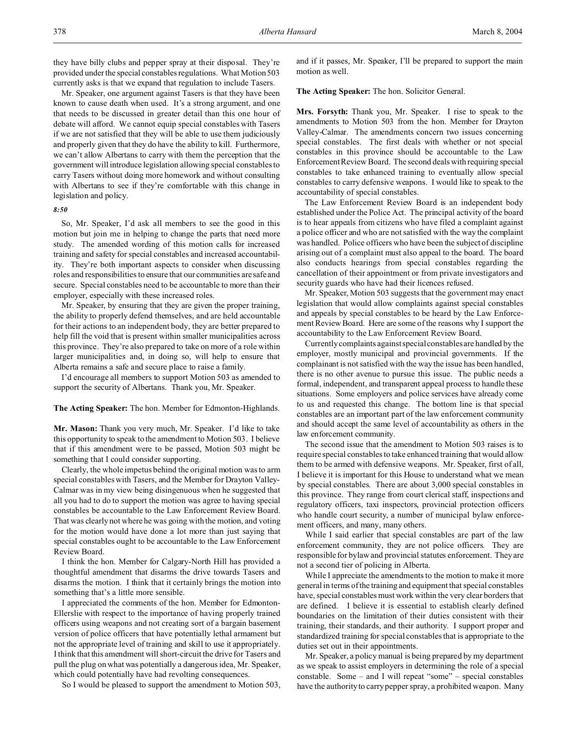they have billy clubs and pepper spray at their disposal. They're provided under the special constables regulations. What Motion 503 currently asks is that we expand that regulation to include Tasers.

Mr. Speaker, one argument against Tasers is that they have been known to cause death when used. It's a strong argument, and one that needs to be discussed in greater detail than this one hour of debate will afford. We cannot equip special constables with Tasers if we are not satisfied that they will be able to use them judiciously and properly given that they do have the ability to kill. Furthermore, we can't allow Albertans to carry with them the perception that the government will introduce legislation allowing special constables to carry Tasers without doing more homework and without consulting with Albertans to see if they're comfortable with this change in legislation and policy.

*8:50*

So, Mr. Speaker, I'd ask all members to see the good in this motion but join me in helping to change the parts that need more study. The amended wording of this motion calls for increased training and safety for special constables and increased accountability. They're both important aspects to consider when discussing roles and responsibilities to ensure that our communities are safe and secure. Special constables need to be accountable to more than their employer, especially with these increased roles.

Mr. Speaker, by ensuring that they are given the proper training, the ability to properly defend themselves, and are held accountable for their actions to an independent body, they are better prepared to help fill the void that is present within smaller municipalities across this province. They're also prepared to take on more of a role within larger municipalities and, in doing so, will help to ensure that Alberta remains a safe and secure place to raise a family.

I'd encourage all members to support Motion 503 as amended to support the security of Albertans. Thank you, Mr. Speaker.

**The Acting Speaker:** The hon. Member for Edmonton-Highlands.

**Mr. Mason:** Thank you very much, Mr. Speaker. I'd like to take this opportunity to speak to the amendment to Motion 503. I believe that if this amendment were to be passed, Motion 503 might be something that I could consider supporting.

Clearly, the whole impetus behind the original motion was to arm special constables with Tasers, and the Member for Drayton Valley-Calmar was in my view being disingenuous when he suggested that all you had to do to support the motion was agree to having special constables be accountable to the Law Enforcement Review Board. That was clearly not where he was going with the motion, and voting for the motion would have done a lot more than just saying that special constables ought to be accountable to the Law Enforcement Review Board.

I think the hon. Member for Calgary-North Hill has provided a thoughtful amendment that disarms the drive towards Tasers and disarms the motion. I think that it certainly brings the motion into something that's a little more sensible.

I appreciated the comments of the hon. Member for Edmonton-Ellerslie with respect to the importance of having properly trained officers using weapons and not creating sort of a bargain basement version of police officers that have potentially lethal armament but not the appropriate level of training and skill to use it appropriately. I think that this amendment will short-circuit the drive for Tasers and pull the plug on what was potentially a dangerous idea, Mr. Speaker, which could potentially have had revolting consequences.

So I would be pleased to support the amendment to Motion 503, and if it passes, Mr. Speaker, I'll be prepared to support the main motion as well.

**The Acting Speaker:** The hon. Solicitor General.

**Mrs. Forsyth:** Thank you, Mr. Speaker. I rise to speak to the amendments to Motion 503 from the hon. Member for Drayton Valley-Calmar. The amendments concern two issues concerning special constables. The first deals with whether or not special constables in this province should be accountable to the Law Enforcement Review Board. The second deals with requiring special constables to take enhanced training to eventually allow special constables to carry defensive weapons. I would like to speak to the accountability of special constables.

The Law Enforcement Review Board is an independent body established under the Police Act. The principal activity of the board is to hear appeals from citizens who have filed a complaint against a police officer and who are not satisfied with the way the complaint was handled. Police officers who have been the subject of discipline arising out of a complaint must also appeal to the board. The board also conducts hearings from special constables regarding the cancellation of their appointment or from private investigators and security guards who have had their licences refused.

Mr. Speaker, Motion 503 suggests that the government may enact legislation that would allow complaints against special constables and appeals by special constables to be heard by the Law Enforcement Review Board. Here are some of the reasons why I support the accountability to the Law Enforcement Review Board.

Currently complaints against special constables are handled by the employer, mostly municipal and provincial governments. If the complainant is not satisfied with the way the issue has been handled, there is no other avenue to pursue this issue. The public needs a formal, independent, and transparent appeal process to handle these situations. Some employers and police services have already come to us and requested this change. The bottom line is that special constables are an important part of the law enforcement community and should accept the same level of accountability as others in the law enforcement community.

The second issue that the amendment to Motion 503 raises is to require special constables to take enhanced training that would allow them to be armed with defensive weapons. Mr. Speaker, first of all, I believe it is important for this House to understand what we mean by special constables. There are about 3,000 special constables in this province. They range from court clerical staff, inspections and regulatory officers, taxi inspectors, provincial protection officers who handle court security, a number of municipal bylaw enforcement officers, and many, many others.

While I said earlier that special constables are part of the law enforcement community, they are not police officers. They are responsible for bylaw and provincial statutes enforcement. They are not a second tier of policing in Alberta.

While I appreciate the amendments to the motion to make it more general in terms of the training and equipment that special constables have, special constables must work within the very clear borders that are defined. I believe it is essential to establish clearly defined boundaries on the limitation of their duties consistent with their training, their standards, and their authority. I support proper and standardized training for special constables that is appropriate to the duties set out in their appointments.

Mr. Speaker, a policy manual is being prepared by my department as we speak to assist employers in determining the role of a special constable. Some – and I will repeat "some" – special constables have the authority to carry pepper spray, a prohibited weapon. Many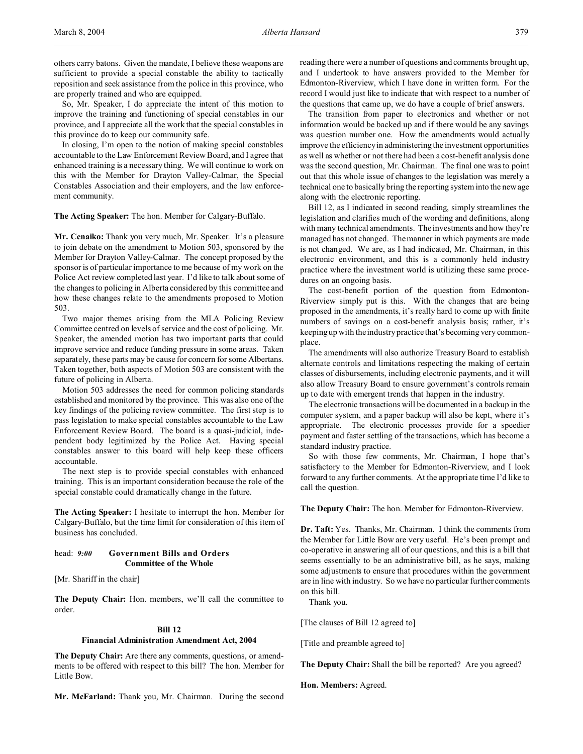others carry batons. Given the mandate, I believe these weapons are sufficient to provide a special constable the ability to tactically reposition and seek assistance from the police in this province, who are properly trained and who are equipped.

So, Mr. Speaker, I do appreciate the intent of this motion to improve the training and functioning of special constables in our province, and I appreciate all the work that the special constables in this province do to keep our community safe.

In closing, I'm open to the notion of making special constables accountable to the Law Enforcement Review Board, and I agree that enhanced training is a necessary thing. We will continue to work on this with the Member for Drayton Valley-Calmar, the Special Constables Association and their employers, and the law enforcement community.

**The Acting Speaker:** The hon. Member for Calgary-Buffalo.

**Mr. Cenaiko:** Thank you very much, Mr. Speaker. It's a pleasure to join debate on the amendment to Motion 503, sponsored by the Member for Drayton Valley-Calmar. The concept proposed by the sponsor is of particular importance to me because of my work on the Police Act review completed last year. I'd like to talk about some of the changes to policing in Alberta considered by this committee and how these changes relate to the amendments proposed to Motion 503.

Two major themes arising from the MLA Policing Review Committee centred on levels of service and the cost of policing. Mr. Speaker, the amended motion has two important parts that could improve service and reduce funding pressure in some areas. Taken separately, these parts may be cause for concern for some Albertans. Taken together, both aspects of Motion 503 are consistent with the future of policing in Alberta.

Motion 503 addresses the need for common policing standards established and monitored by the province. This was also one of the key findings of the policing review committee. The first step is to pass legislation to make special constables accountable to the Law Enforcement Review Board. The board is a quasi-judicial, independent body legitimized by the Police Act. Having special constables answer to this board will help keep these officers accountable.

The next step is to provide special constables with enhanced training. This is an important consideration because the role of the special constable could dramatically change in the future.

**The Acting Speaker:** I hesitate to interrupt the hon. Member for Calgary-Buffalo, but the time limit for consideration of this item of business has concluded.

head: *9:00* **Government Bills and Orders**
**Committee of the Whole**

[Mr. Shariff in the chair]

**The Deputy Chair:** Hon. members, we'll call the committee to order.

**Bill 12**
**Financial Administration Amendment Act, 2004**

**The Deputy Chair:** Are there any comments, questions, or amendments to be offered with respect to this bill? The hon. Member for Little Bow.

**Mr. McFarland:** Thank you, Mr. Chairman. During the second reading there were a number of questions and comments brought up, and I undertook to have answers provided to the Member for Edmonton-Riverview, which I have done in written form. For the record I would just like to indicate that with respect to a number of the questions that came up, we do have a couple of brief answers.

The transition from paper to electronics and whether or not information would be backed up and if there would be any savings was question number one. How the amendments would actually improve the efficiency in administering the investment opportunities as well as whether or not there had been a cost-benefit analysis done was the second question, Mr. Chairman. The final one was to point out that this whole issue of changes to the legislation was merely a technical one to basically bring the reporting system into the new age along with the electronic reporting.

Bill 12, as I indicated in second reading, simply streamlines the legislation and clarifies much of the wording and definitions, along with many technical amendments. The investments and how they're managed has not changed. The manner in which payments are made is not changed. We are, as I had indicated, Mr. Chairman, in this electronic environment, and this is a commonly held industry practice where the investment world is utilizing these same procedures on an ongoing basis.

The cost-benefit portion of the question from Edmonton-Riverview simply put is this. With the changes that are being proposed in the amendments, it's really hard to come up with finite numbers of savings on a cost-benefit analysis basis; rather, it's keeping up with the industry practice that's becoming very commonplace.

The amendments will also authorize Treasury Board to establish alternate controls and limitations respecting the making of certain classes of disbursements, including electronic payments, and it will also allow Treasury Board to ensure government's controls remain up to date with emergent trends that happen in the industry.

The electronic transactions will be documented in a backup in the computer system, and a paper backup will also be kept, where it's appropriate. The electronic processes provide for a speedier payment and faster settling of the transactions, which has become a standard industry practice.

So with those few comments, Mr. Chairman, I hope that's satisfactory to the Member for Edmonton-Riverview, and I look forward to any further comments. At the appropriate time I'd like to call the question.

**The Deputy Chair:** The hon. Member for Edmonton-Riverview.

**Dr. Taft:** Yes. Thanks, Mr. Chairman. I think the comments from the Member for Little Bow are very useful. He's been prompt and co-operative in answering all of our questions, and this is a bill that seems essentially to be an administrative bill, as he says, making some adjustments to ensure that procedures within the government are in line with industry. So we have no particular further comments on this bill.

Thank you.

[The clauses of Bill 12 agreed to]

[Title and preamble agreed to]

**The Deputy Chair:** Shall the bill be reported? Are you agreed?

**Hon. Members:** Agreed.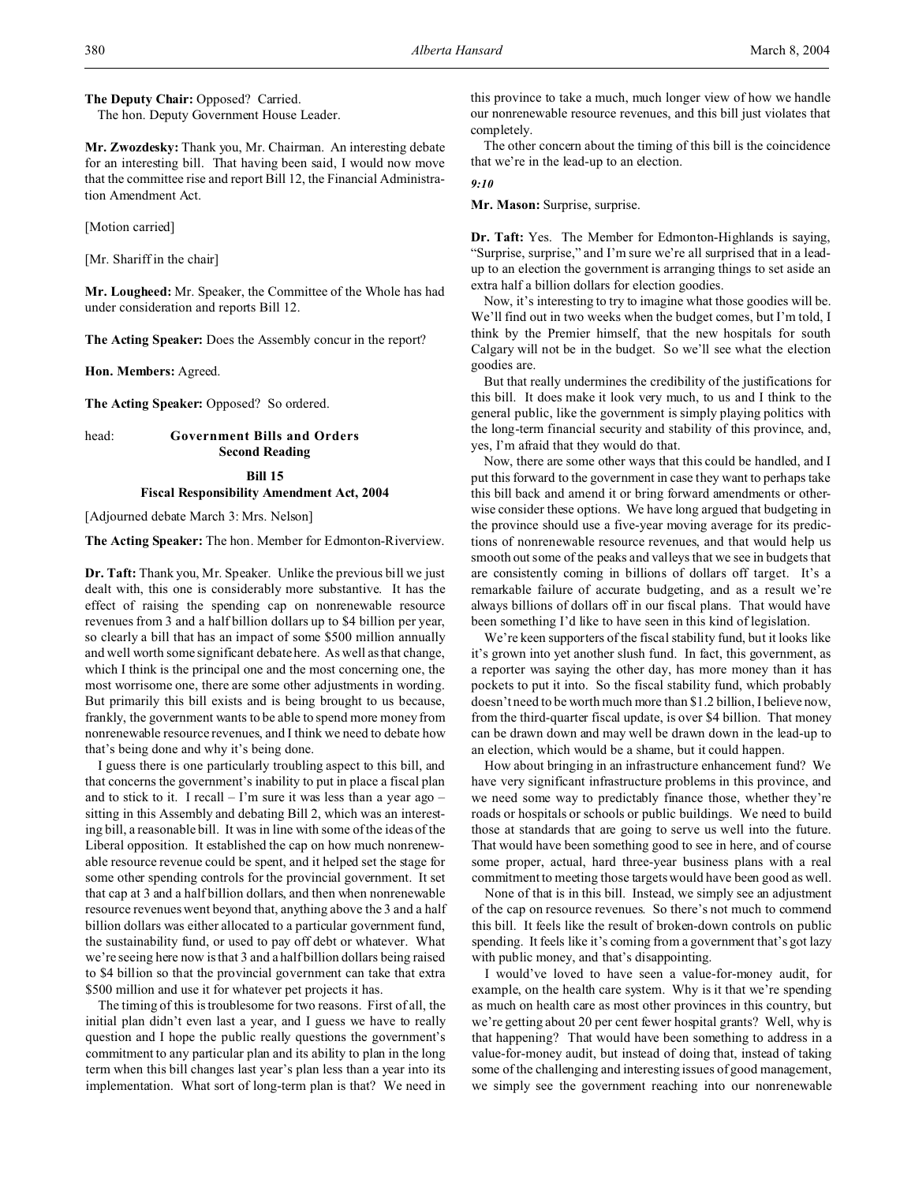**The Deputy Chair:** Opposed? Carried.

The hon. Deputy Government House Leader.

**Mr. Zwozdesky:** Thank you, Mr. Chairman. An interesting debate for an interesting bill. That having been said, I would now move that the committee rise and report Bill 12, the Financial Administration Amendment Act.

[Motion carried]

[Mr. Shariff in the chair]

**Mr. Lougheed:** Mr. Speaker, the Committee of the Whole has had under consideration and reports Bill 12.

**The Acting Speaker:** Does the Assembly concur in the report?

**Hon. Members:** Agreed.

**The Acting Speaker:** Opposed? So ordered.

head: **Government Bills and Orders**
**Second Reading**

## Bill 15
## Fiscal Responsibility Amendment Act, 2004

[Adjourned debate March 3: Mrs. Nelson]

**The Acting Speaker:** The hon. Member for Edmonton-Riverview.

**Dr. Taft:** Thank you, Mr. Speaker. Unlike the previous bill we just dealt with, this one is considerably more substantive. It has the effect of raising the spending cap on nonrenewable resource revenues from 3 and a half billion dollars up to $4 billion per year, so clearly a bill that has an impact of some $500 million annually and well worth some significant debate here. As well as that change, which I think is the principal one and the most concerning one, there are some other adjustments in wording. But primarily this bill exists and is being brought to us because, frankly, the government wants to be able to spend more money from nonrenewable resource revenues, and I think we need to debate how that's being done and why it's being done.

I guess there is one particularly troubling aspect to this bill, and that concerns the government's inability to put in place a fiscal plan and to stick to it. I recall – I'm sure it was less than a year ago – sitting in this Assembly and debating Bill 2, which was an interesting bill, a reasonable bill. It was in line with some of the ideas of the Liberal opposition. It established the cap on how much nonrenewable resource revenue could be spent, and it helped set the stage for some other spending controls for the provincial government. It set that cap at 3 and a half billion dollars, and then when nonrenewable resource revenues went beyond that, anything above the 3 and a half billion dollars was either allocated to a particular government fund, the sustainability fund, or used to pay off debt or whatever. What we're seeing here now is that 3 and a half billion dollars being raised to $4 billion so that the provincial government can take that extra $500 million and use it for whatever pet projects it has.

The timing of this is troublesome for two reasons. First of all, the initial plan didn't even last a year, and I guess we have to really question and I hope the public really questions the government's commitment to any particular plan and its ability to plan in the long term when this bill changes last year's plan less than a year into its implementation. What sort of long-term plan is that? We need in this province to take a much, much longer view of how we handle our nonrenewable resource revenues, and this bill just violates that completely.

The other concern about the timing of this bill is the coincidence that we're in the lead-up to an election.

*9:10*

**Mr. Mason:** Surprise, surprise.

**Dr. Taft:** Yes. The Member for Edmonton-Highlands is saying, "Surprise, surprise," and I'm sure we're all surprised that in a lead-up to an election the government is arranging things to set aside an extra half a billion dollars for election goodies.

Now, it's interesting to try to imagine what those goodies will be. We'll find out in two weeks when the budget comes, but I'm told, I think by the Premier himself, that the new hospitals for south Calgary will not be in the budget. So we'll see what the election goodies are.

But that really undermines the credibility of the justifications for this bill. It does make it look very much, to us and I think to the general public, like the government is simply playing politics with the long-term financial security and stability of this province, and, yes, I'm afraid that they would do that.

Now, there are some other ways that this could be handled, and I put this forward to the government in case they want to perhaps take this bill back and amend it or bring forward amendments or otherwise consider these options. We have long argued that budgeting in the province should use a five-year moving average for its predictions of nonrenewable resource revenues, and that would help us smooth out some of the peaks and valleys that we see in budgets that are consistently coming in billions of dollars off target. It's a remarkable failure of accurate budgeting, and as a result we're always billions of dollars off in our fiscal plans. That would have been something I'd like to have seen in this kind of legislation.

We're keen supporters of the fiscal stability fund, but it looks like it's grown into yet another slush fund. In fact, this government, as a reporter was saying the other day, has more money than it has pockets to put it into. So the fiscal stability fund, which probably doesn't need to be worth much more than $1.2 billion, I believe now, from the third-quarter fiscal update, is over $4 billion. That money can be drawn down and may well be drawn down in the lead-up to an election, which would be a shame, but it could happen.

How about bringing in an infrastructure enhancement fund? We have very significant infrastructure problems in this province, and we need some way to predictably finance those, whether they're roads or hospitals or schools or public buildings. We need to build those at standards that are going to serve us well into the future. That would have been something good to see in here, and of course some proper, actual, hard three-year business plans with a real commitment to meeting those targets would have been good as well.

None of that is in this bill. Instead, we simply see an adjustment of the cap on resource revenues. So there's not much to commend this bill. It feels like the result of broken-down controls on public spending. It feels like it's coming from a government that's got lazy with public money, and that's disappointing.

I would've loved to have seen a value-for-money audit, for example, on the health care system. Why is it that we're spending as much on health care as most other provinces in this country, but we're getting about 20 per cent fewer hospital grants? Well, why is that happening? That would have been something to address in a value-for-money audit, but instead of doing that, instead of taking some of the challenging and interesting issues of good management, we simply see the government reaching into our nonrenewable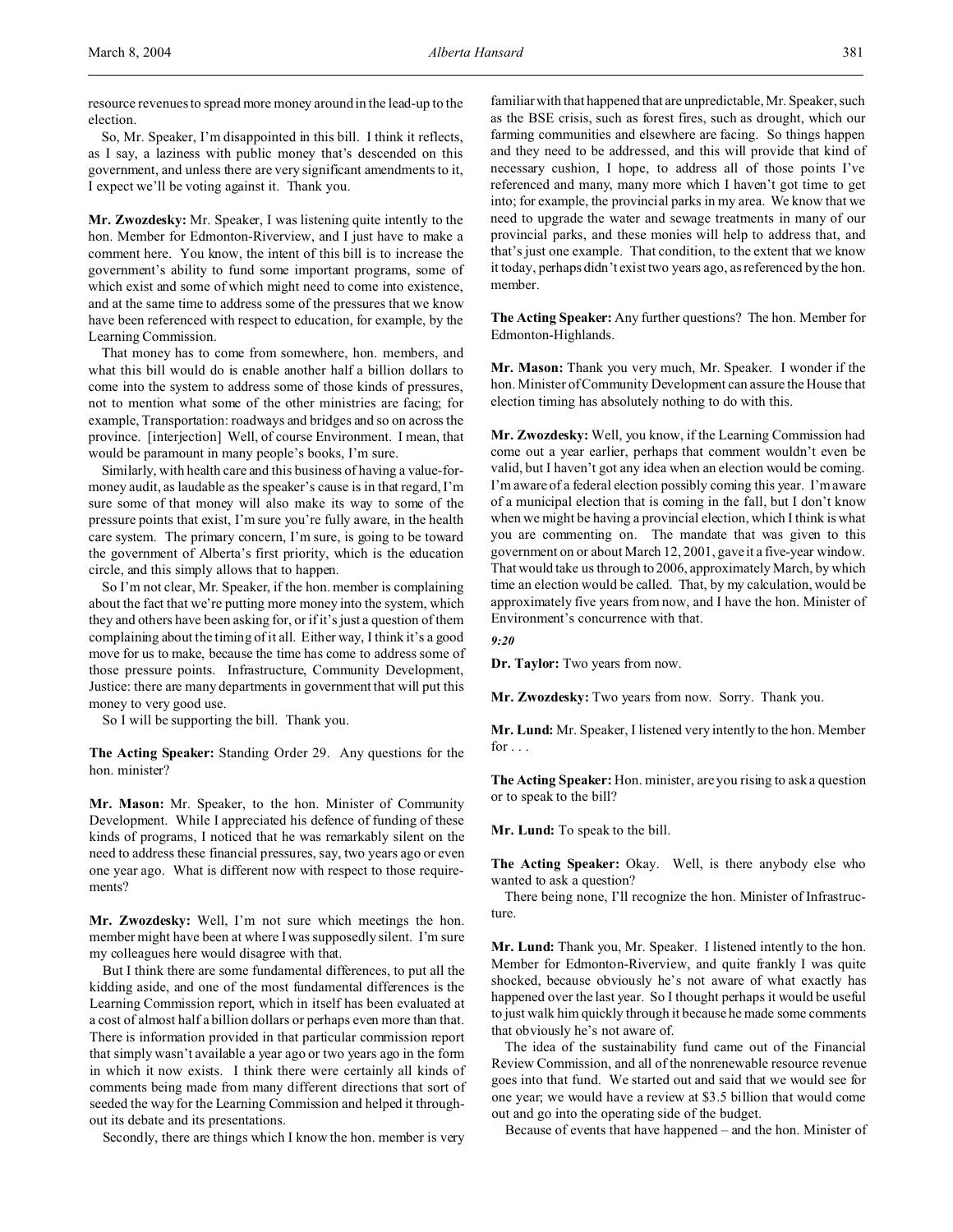resource revenues to spread more money around in the lead-up to the election.

So, Mr. Speaker, I'm disappointed in this bill. I think it reflects, as I say, a laziness with public money that's descended on this government, and unless there are very significant amendments to it, I expect we'll be voting against it. Thank you.

**Mr. Zwozdesky:** Mr. Speaker, I was listening quite intently to the hon. Member for Edmonton-Riverview, and I just have to make a comment here. You know, the intent of this bill is to increase the government's ability to fund some important programs, some of which exist and some of which might need to come into existence, and at the same time to address some of the pressures that we know have been referenced with respect to education, for example, by the Learning Commission.

That money has to come from somewhere, hon. members, and what this bill would do is enable another half a billion dollars to come into the system to address some of those kinds of pressures, not to mention what some of the other ministries are facing; for example, Transportation: roadways and bridges and so on across the province. [interjection] Well, of course Environment. I mean, that would be paramount in many people's books, I'm sure.

Similarly, with health care and this business of having a value-for-money audit, as laudable as the speaker's cause is in that regard, I'm sure some of that money will also make its way to some of the pressure points that exist, I'm sure you're fully aware, in the health care system. The primary concern, I'm sure, is going to be toward the government of Alberta's first priority, which is the education circle, and this simply allows that to happen.

So I'm not clear, Mr. Speaker, if the hon. member is complaining about the fact that we're putting more money into the system, which they and others have been asking for, or if it's just a question of them complaining about the timing of it all. Either way, I think it's a good move for us to make, because the time has come to address some of those pressure points. Infrastructure, Community Development, Justice: there are many departments in government that will put this money to very good use.

So I will be supporting the bill. Thank you.

**The Acting Speaker:** Standing Order 29. Any questions for the hon. minister?

**Mr. Mason:** Mr. Speaker, to the hon. Minister of Community Development. While I appreciated his defence of funding of these kinds of programs, I noticed that he was remarkably silent on the need to address these financial pressures, say, two years ago or even one year ago. What is different now with respect to those requirements?

**Mr. Zwozdesky:** Well, I'm not sure which meetings the hon. member might have been at where I was supposedly silent. I'm sure my colleagues here would disagree with that.

But I think there are some fundamental differences, to put all the kidding aside, and one of the most fundamental differences is the Learning Commission report, which in itself has been evaluated at a cost of almost half a billion dollars or perhaps even more than that. There is information provided in that particular commission report that simply wasn't available a year ago or two years ago in the form in which it now exists. I think there were certainly all kinds of comments being made from many different directions that sort of seeded the way for the Learning Commission and helped it throughout its debate and its presentations.

Secondly, there are things which I know the hon. member is very familiar with that happened that are unpredictable, Mr. Speaker, such as the BSE crisis, such as forest fires, such as drought, which our farming communities and elsewhere are facing. So things happen and they need to be addressed, and this will provide that kind of necessary cushion, I hope, to address all of those points I've referenced and many, many more which I haven't got time to get into; for example, the provincial parks in my area. We know that we need to upgrade the water and sewage treatments in many of our provincial parks, and these monies will help to address that, and that's just one example. That condition, to the extent that we know it today, perhaps didn't exist two years ago, as referenced by the hon. member.

**The Acting Speaker:** Any further questions? The hon. Member for Edmonton-Highlands.

**Mr. Mason:** Thank you very much, Mr. Speaker. I wonder if the hon. Minister of Community Development can assure the House that election timing has absolutely nothing to do with this.

**Mr. Zwozdesky:** Well, you know, if the Learning Commission had come out a year earlier, perhaps that comment wouldn't even be valid, but I haven't got any idea when an election would be coming. I'm aware of a federal election possibly coming this year. I'm aware of a municipal election that is coming in the fall, but I don't know when we might be having a provincial election, which I think is what you are commenting on. The mandate that was given to this government on or about March 12, 2001, gave it a five-year window. That would take us through to 2006, approximately March, by which time an election would be called. That, by my calculation, would be approximately five years from now, and I have the hon. Minister of Environment's concurrence with that.

*9:20*

**Dr. Taylor:** Two years from now.

**Mr. Zwozdesky:** Two years from now. Sorry. Thank you.

**Mr. Lund:** Mr. Speaker, I listened very intently to the hon. Member for . . .

**The Acting Speaker:** Hon. minister, are you rising to ask a question or to speak to the bill?

**Mr. Lund:** To speak to the bill.

**The Acting Speaker:** Okay. Well, is there anybody else who wanted to ask a question?

There being none, I'll recognize the hon. Minister of Infrastructure.

**Mr. Lund:** Thank you, Mr. Speaker. I listened intently to the hon. Member for Edmonton-Riverview, and quite frankly I was quite shocked, because obviously he's not aware of what exactly has happened over the last year. So I thought perhaps it would be useful to just walk him quickly through it because he made some comments that obviously he's not aware of.

The idea of the sustainability fund came out of the Financial Review Commission, and all of the nonrenewable resource revenue goes into that fund. We started out and said that we would see for one year; we would have a review at $3.5 billion that would come out and go into the operating side of the budget.

Because of events that have happened – and the hon. Minister of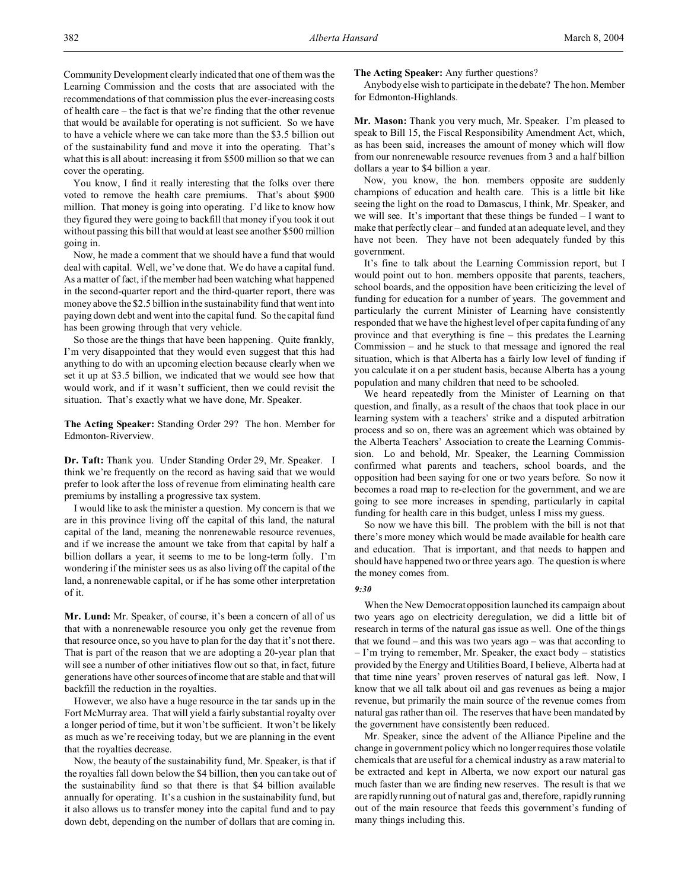Community Development clearly indicated that one of them was the Learning Commission and the costs that are associated with the recommendations of that commission plus the ever-increasing costs of health care – the fact is that we're finding that the other revenue that would be available for operating is not sufficient. So we have to have a vehicle where we can take more than the $3.5 billion out of the sustainability fund and move it into the operating. That's what this is all about: increasing it from $500 million so that we can cover the operating.

You know, I find it really interesting that the folks over there voted to remove the health care premiums. That's about $900 million. That money is going into operating. I'd like to know how they figured they were going to backfill that money if you took it out without passing this bill that would at least see another $500 million going in.

Now, he made a comment that we should have a fund that would deal with capital. Well, we've done that. We do have a capital fund. As a matter of fact, if the member had been watching what happened in the second-quarter report and the third-quarter report, there was money above the $2.5 billion in the sustainability fund that went into paying down debt and went into the capital fund. So the capital fund has been growing through that very vehicle.

So those are the things that have been happening. Quite frankly, I'm very disappointed that they would even suggest that this had anything to do with an upcoming election because clearly when we set it up at $3.5 billion, we indicated that we would see how that would work, and if it wasn't sufficient, then we could revisit the situation. That's exactly what we have done, Mr. Speaker.

**The Acting Speaker:** Standing Order 29? The hon. Member for Edmonton-Riverview.

**Dr. Taft:** Thank you. Under Standing Order 29, Mr. Speaker. I think we're frequently on the record as having said that we would prefer to look after the loss of revenue from eliminating health care premiums by installing a progressive tax system.

I would like to ask the minister a question. My concern is that we are in this province living off the capital of this land, the natural capital of the land, meaning the nonrenewable resource revenues, and if we increase the amount we take from that capital by half a billion dollars a year, it seems to me to be long-term folly. I'm wondering if the minister sees us as also living off the capital of the land, a nonrenewable capital, or if he has some other interpretation of it.

**Mr. Lund:** Mr. Speaker, of course, it's been a concern of all of us that with a nonrenewable resource you only get the revenue from that resource once, so you have to plan for the day that it's not there. That is part of the reason that we are adopting a 20-year plan that will see a number of other initiatives flow out so that, in fact, future generations have other sources of income that are stable and that will backfill the reduction in the royalties.

However, we also have a huge resource in the tar sands up in the Fort McMurray area. That will yield a fairly substantial royalty over a longer period of time, but it won't be sufficient. It won't be likely as much as we're receiving today, but we are planning in the event that the royalties decrease.

Now, the beauty of the sustainability fund, Mr. Speaker, is that if the royalties fall down below the $4 billion, then you can take out of the sustainability fund so that there is that $4 billion available annually for operating. It's a cushion in the sustainability fund, but it also allows us to transfer money into the capital fund and to pay down debt, depending on the number of dollars that are coming in.

**The Acting Speaker:** Any further questions?

Anybody else wish to participate in the debate? The hon. Member for Edmonton-Highlands.

**Mr. Mason:** Thank you very much, Mr. Speaker. I'm pleased to speak to Bill 15, the Fiscal Responsibility Amendment Act, which, as has been said, increases the amount of money which will flow from our nonrenewable resource revenues from 3 and a half billion dollars a year to $4 billion a year.

Now, you know, the hon. members opposite are suddenly champions of education and health care. This is a little bit like seeing the light on the road to Damascus, I think, Mr. Speaker, and we will see. It's important that these things be funded – I want to make that perfectly clear – and funded at an adequate level, and they have not been. They have not been adequately funded by this government.

It's fine to talk about the Learning Commission report, but I would point out to hon. members opposite that parents, teachers, school boards, and the opposition have been criticizing the level of funding for education for a number of years. The government and particularly the current Minister of Learning have consistently responded that we have the highest level of per capita funding of any province and that everything is fine – this predates the Learning Commission – and he stuck to that message and ignored the real situation, which is that Alberta has a fairly low level of funding if you calculate it on a per student basis, because Alberta has a young population and many children that need to be schooled.

We heard repeatedly from the Minister of Learning on that question, and finally, as a result of the chaos that took place in our learning system with a teachers' strike and a disputed arbitration process and so on, there was an agreement which was obtained by the Alberta Teachers' Association to create the Learning Commission. Lo and behold, Mr. Speaker, the Learning Commission confirmed what parents and teachers, school boards, and the opposition had been saying for one or two years before. So now it becomes a road map to re-election for the government, and we are going to see more increases in spending, particularly in capital funding for health care in this budget, unless I miss my guess.

So now we have this bill. The problem with the bill is not that there's more money which would be made available for health care and education. That is important, and that needs to happen and should have happened two or three years ago. The question is where the money comes from.

*9:30*

When the New Democrat opposition launched its campaign about two years ago on electricity deregulation, we did a little bit of research in terms of the natural gas issue as well. One of the things that we found – and this was two years ago – was that according to – I'm trying to remember, Mr. Speaker, the exact body – statistics provided by the Energy and Utilities Board, I believe, Alberta had at that time nine years' proven reserves of natural gas left. Now, I know that we all talk about oil and gas revenues as being a major revenue, but primarily the main source of the revenue comes from natural gas rather than oil. The reserves that have been mandated by the government have consistently been reduced.

Mr. Speaker, since the advent of the Alliance Pipeline and the change in government policy which no longer requires those volatile chemicals that are useful for a chemical industry as a raw material to be extracted and kept in Alberta, we now export our natural gas much faster than we are finding new reserves. The result is that we are rapidly running out of natural gas and, therefore, rapidly running out of the main resource that feeds this government's funding of many things including this.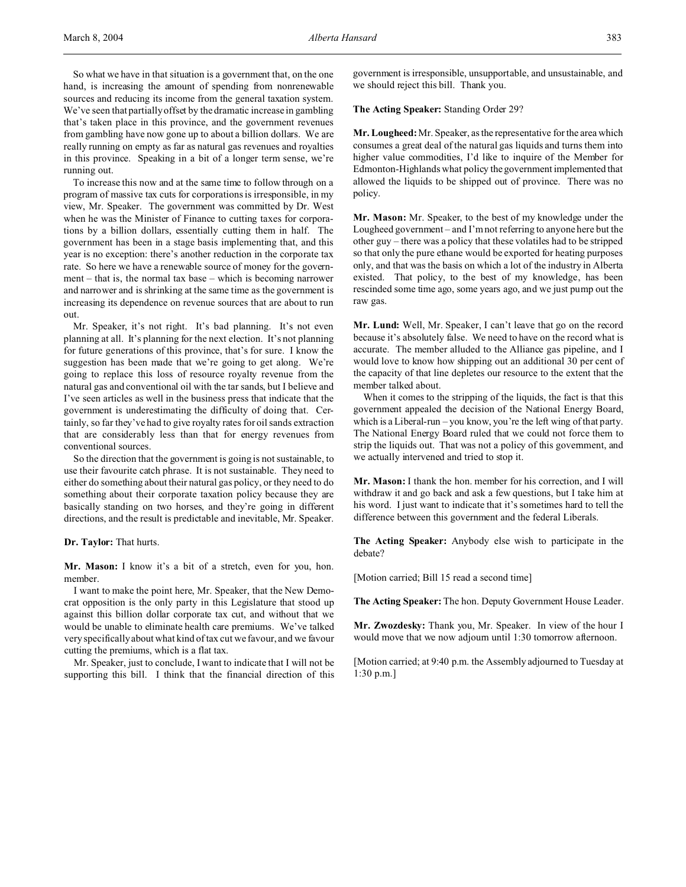So what we have in that situation is a government that, on the one hand, is increasing the amount of spending from nonrenewable sources and reducing its income from the general taxation system. We've seen that partially offset by the dramatic increase in gambling that's taken place in this province, and the government revenues from gambling have now gone up to about a billion dollars. We are really running on empty as far as natural gas revenues and royalties in this province. Speaking in a bit of a longer term sense, we're running out.

To increase this now and at the same time to follow through on a program of massive tax cuts for corporations is irresponsible, in my view, Mr. Speaker. The government was committed by Dr. West when he was the Minister of Finance to cutting taxes for corporations by a billion dollars, essentially cutting them in half. The government has been in a stage basis implementing that, and this year is no exception: there's another reduction in the corporate tax rate. So here we have a renewable source of money for the government – that is, the normal tax base – which is becoming narrower and narrower and is shrinking at the same time as the government is increasing its dependence on revenue sources that are about to run out.

Mr. Speaker, it's not right. It's bad planning. It's not even planning at all. It's planning for the next election. It's not planning for future generations of this province, that's for sure. I know the suggestion has been made that we're going to get along. We're going to replace this loss of resource royalty revenue from the natural gas and conventional oil with the tar sands, but I believe and I've seen articles as well in the business press that indicate that the government is underestimating the difficulty of doing that. Certainly, so far they've had to give royalty rates for oil sands extraction that are considerably less than that for energy revenues from conventional sources.

So the direction that the government is going is not sustainable, to use their favourite catch phrase. It is not sustainable. They need to either do something about their natural gas policy, or they need to do something about their corporate taxation policy because they are basically standing on two horses, and they're going in different directions, and the result is predictable and inevitable, Mr. Speaker.

**Dr. Taylor:** That hurts.

**Mr. Mason:** I know it's a bit of a stretch, even for you, hon. member.

I want to make the point here, Mr. Speaker, that the New Democrat opposition is the only party in this Legislature that stood up against this billion dollar corporate tax cut, and without that we would be unable to eliminate health care premiums. We've talked very specifically about what kind of tax cut we favour, and we favour cutting the premiums, which is a flat tax.

Mr. Speaker, just to conclude, I want to indicate that I will not be supporting this bill. I think that the financial direction of this government is irresponsible, unsupportable, and unsustainable, and we should reject this bill. Thank you.

**The Acting Speaker:** Standing Order 29?

**Mr. Lougheed:** Mr. Speaker, as the representative for the area which consumes a great deal of the natural gas liquids and turns them into higher value commodities, I'd like to inquire of the Member for Edmonton-Highlands what policy the government implemented that allowed the liquids to be shipped out of province. There was no policy.

**Mr. Mason:** Mr. Speaker, to the best of my knowledge under the Lougheed government – and I'm not referring to anyone here but the other guy – there was a policy that these volatiles had to be stripped so that only the pure ethane would be exported for heating purposes only, and that was the basis on which a lot of the industry in Alberta existed. That policy, to the best of my knowledge, has been rescinded some time ago, some years ago, and we just pump out the raw gas.

**Mr. Lund:** Well, Mr. Speaker, I can't leave that go on the record because it's absolutely false. We need to have on the record what is accurate. The member alluded to the Alliance gas pipeline, and I would love to know how shipping out an additional 30 per cent of the capacity of that line depletes our resource to the extent that the member talked about.

When it comes to the stripping of the liquids, the fact is that this government appealed the decision of the National Energy Board, which is a Liberal-run – you know, you're the left wing of that party. The National Energy Board ruled that we could not force them to strip the liquids out. That was not a policy of this government, and we actually intervened and tried to stop it.

**Mr. Mason:** I thank the hon. member for his correction, and I will withdraw it and go back and ask a few questions, but I take him at his word. I just want to indicate that it's sometimes hard to tell the difference between this government and the federal Liberals.

**The Acting Speaker:** Anybody else wish to participate in the debate?

[Motion carried; Bill 15 read a second time]

**The Acting Speaker:** The hon. Deputy Government House Leader.

**Mr. Zwozdesky:** Thank you, Mr. Speaker. In view of the hour I would move that we now adjourn until 1:30 tomorrow afternoon.

[Motion carried; at 9:40 p.m. the Assembly adjourned to Tuesday at 1:30 p.m.]